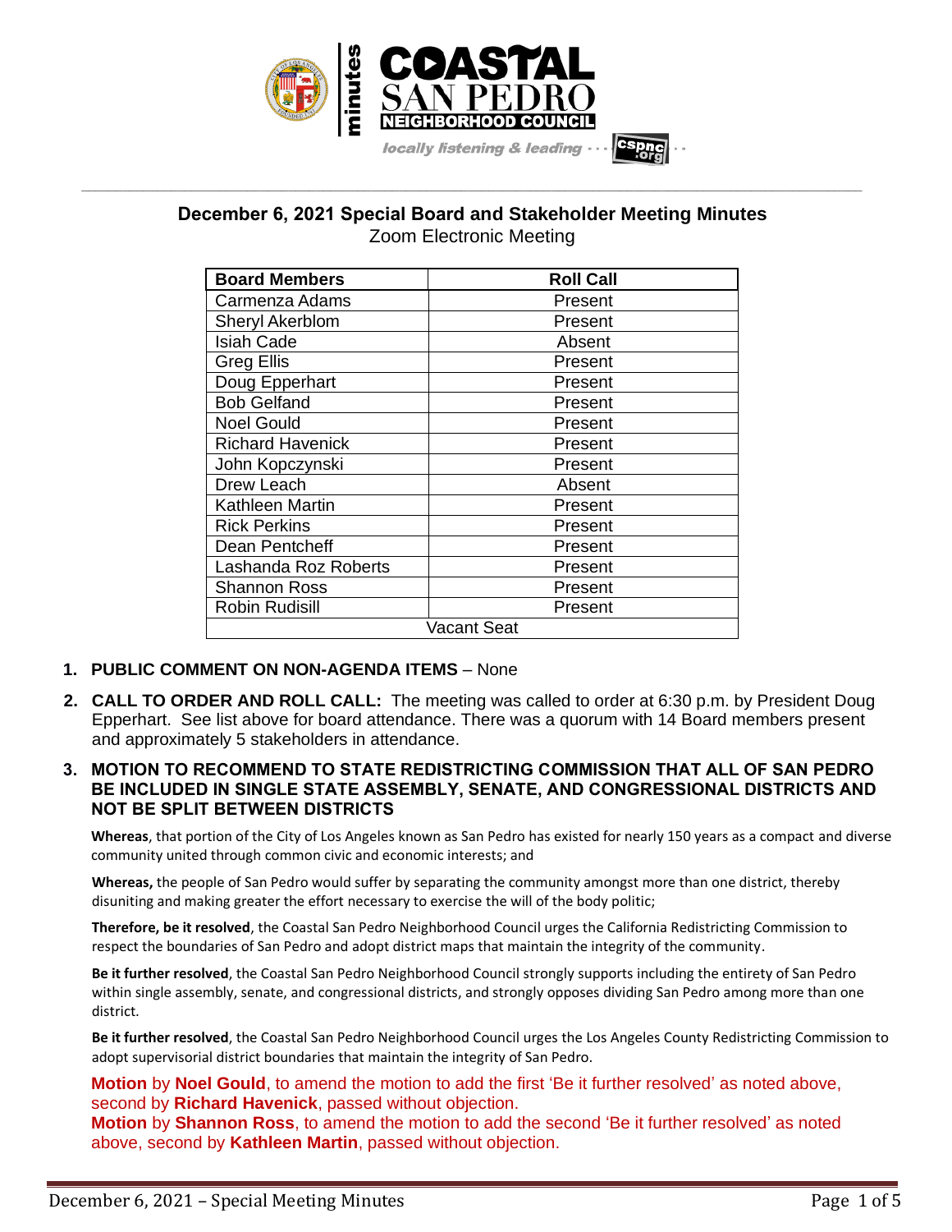## December 6, 2021 Special Board and Stakeholder Meeting Minutes

Zoom Electronic Meeting

| Board Members | Roll Call |
|---|---|
| Carmenza Adams | Present |
| Sheryl Akerblom | Present |
| Isiah Cade | Absent |
| Greg Ellis | Present |
| Doug Epperhart | Present |
| Bob Gelfand | Present |
| Noel Gould | Present |
| Richard Havenick | Present |
| John Kopczynski | Present |
| Drew Leach | Absent |
| Kathleen Martin | Present |
| Rick Perkins | Present |
| Dean Pentcheff | Present |
| Lashanda Roz Roberts | Present |
| Shannon Ross | Present |
| Robin Rudisill | Present |
| Vacant Seat | |

1. **PUBLIC COMMENT ON NON-AGENDA ITEMS** – None

2. **CALL TO ORDER AND ROLL CALL:** The meeting was called to order at 6:30 p.m. by President Doug Epperhart. See list above for board attendance. There was a quorum with 14 Board members present and approximately 5 stakeholders in attendance.

3. **MOTION TO RECOMMEND TO STATE REDISTRICTING COMMISSION THAT ALL OF SAN PEDRO BE INCLUDED IN SINGLE STATE ASSEMBLY, SENATE, AND CONGRESSIONAL DISTRICTS AND NOT BE SPLIT BETWEEN DISTRICTS**

   **Whereas**, that portion of the City of Los Angeles known as San Pedro has existed for nearly 150 years as a compact and diverse community united through common civic and economic interests; and

   **Whereas,** the people of San Pedro would suffer by separating the community amongst more than one district, thereby disuniting and making greater the effort necessary to exercise the will of the body politic;

   **Therefore, be it resolved**, the Coastal San Pedro Neighborhood Council urges the California Redistricting Commission to respect the boundaries of San Pedro and adopt district maps that maintain the integrity of the community.

   **Be it further resolved**, the Coastal San Pedro Neighborhood Council strongly supports including the entirety of San Pedro within single assembly, senate, and congressional districts, and strongly opposes dividing San Pedro among more than one district.

   **Be it further resolved**, the Coastal San Pedro Neighborhood Council urges the Los Angeles County Redistricting Commission to adopt supervisorial district boundaries that maintain the integrity of San Pedro.

   **Motion** by **Noel Gould**, to amend the motion to add the first 'Be it further resolved' as noted above, second by **Richard Havenick**, passed without objection.
   **Motion** by **Shannon Ross**, to amend the motion to add the second 'Be it further resolved' as noted above, second by **Kathleen Martin**, passed without objection.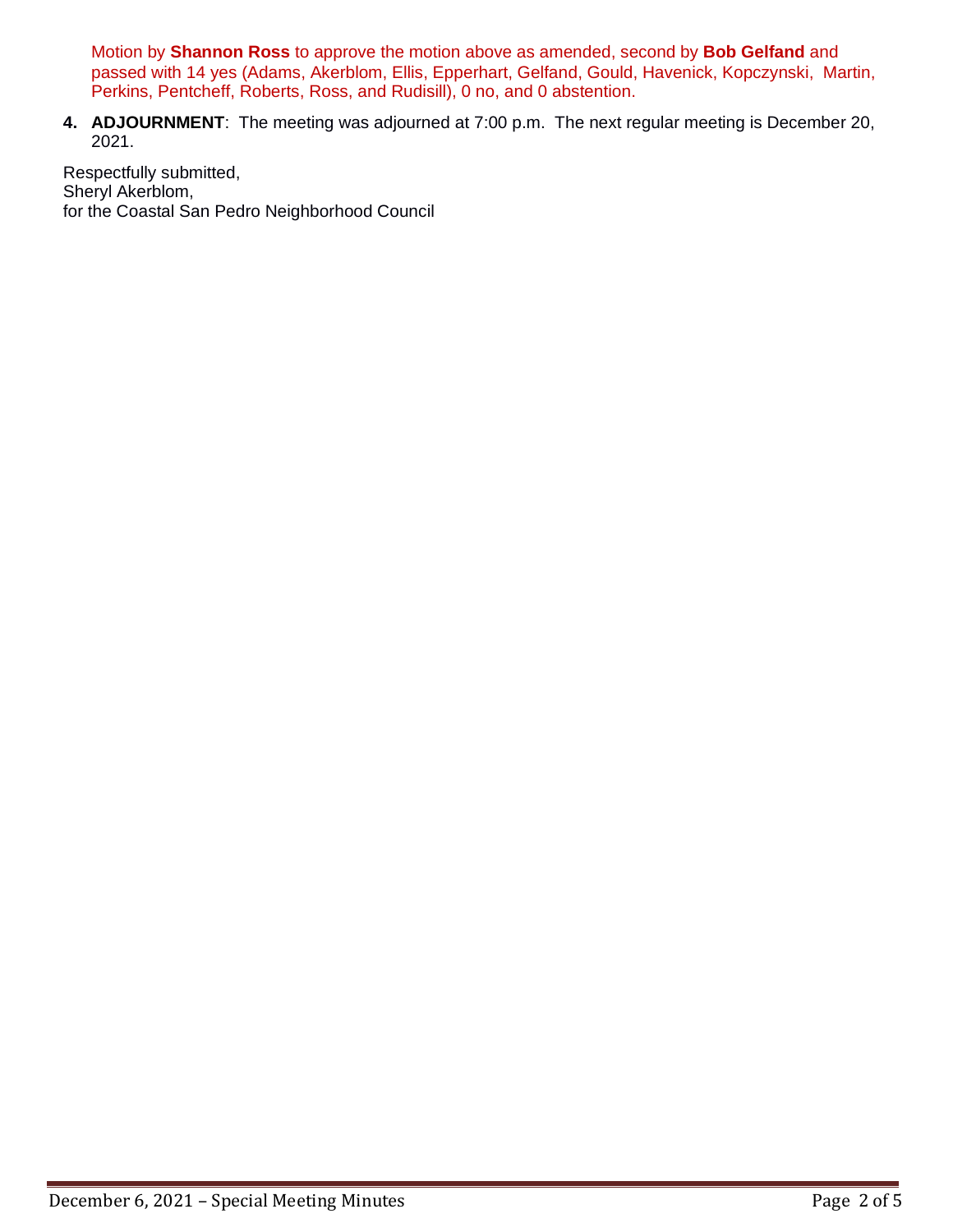Motion by **Shannon Ross** to approve the motion above as amended, second by **Bob Gelfand** and passed with 14 yes (Adams, Akerblom, Ellis, Epperhart, Gelfand, Gould, Havenick, Kopczynski, Martin, Perkins, Pentcheff, Roberts, Ross, and Rudisill), 0 no, and 0 abstention.

**4. ADJOURNMENT**: The meeting was adjourned at 7:00 p.m. The next regular meeting is December 20, 2021.

Respectfully submitted,
Sheryl Akerblom,
for the Coastal San Pedro Neighborhood Council